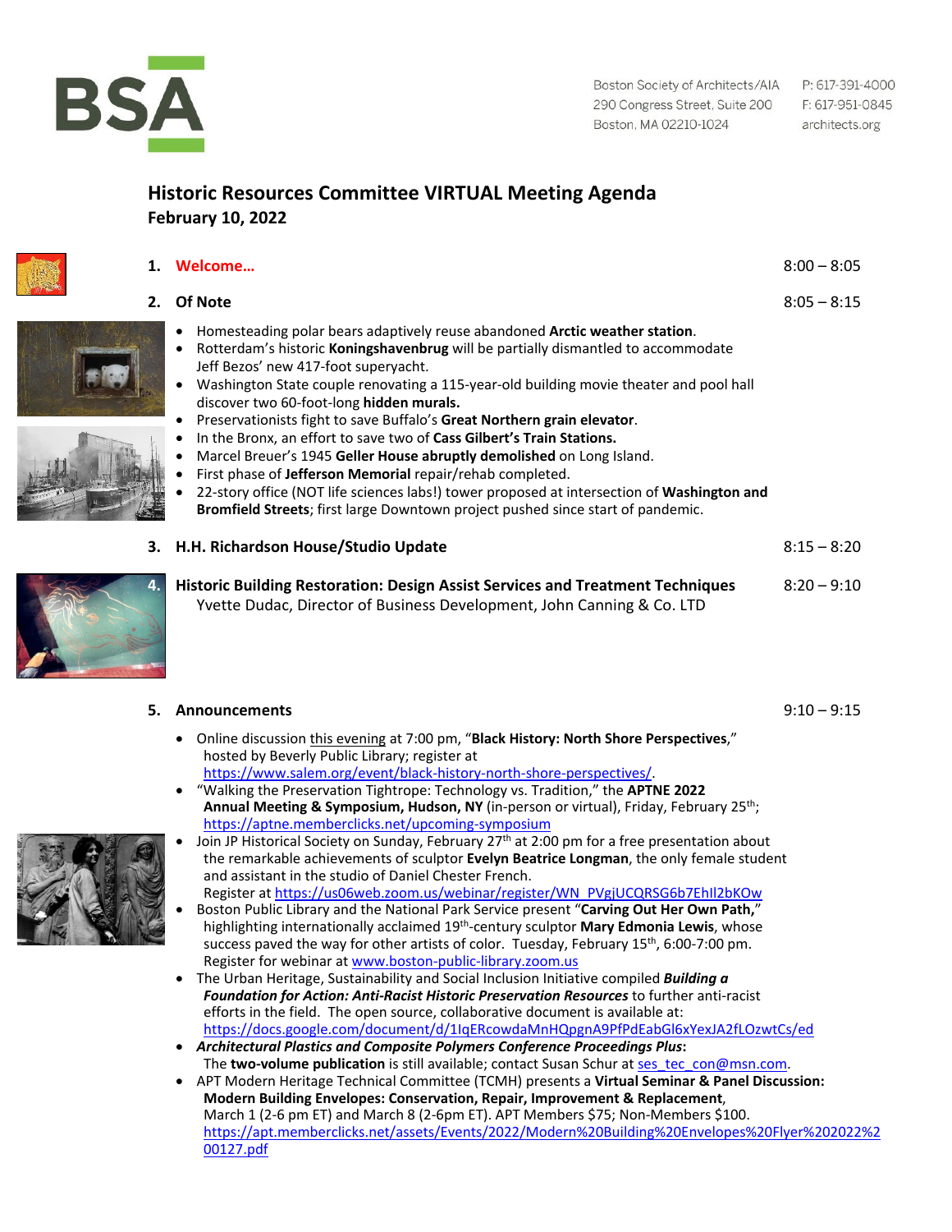BSA

Boston Society of Architects/AIA
290 Congress Street, Suite 200
Boston, MA 02210-1024

P: 617-391-4000
F: 617-951-0845
architects.org

# Historic Resources Committee VIRTUAL Meeting Agenda

**February 10, 2022**

**1. Welcome…** 8:00 – 8:05

**2. Of Note** 8:05 – 8:15

- Homesteading polar bears adaptively reuse abandoned **Arctic weather station**.
- Rotterdam's historic **Koningshavenbrug** will be partially dismantled to accommodate Jeff Bezos' new 417-foot superyacht.
- Washington State couple renovating a 115-year-old building movie theater and pool hall discover two 60-foot-long **hidden murals.**
- Preservationists fight to save Buffalo's **Great Northern grain elevator**.
- In the Bronx, an effort to save two of **Cass Gilbert's Train Stations.**
- Marcel Breuer's 1945 **Geller House abruptly demolished** on Long Island.
- First phase of **Jefferson Memorial** repair/rehab completed.
- 22-story office (NOT life sciences labs!) tower proposed at intersection of **Washington and Bromfield Streets**; first large Downtown project pushed since start of pandemic.

**3. H.H. Richardson House/Studio Update** 8:15 – 8:20

**4. Historic Building Restoration: Design Assist Services and Treatment Techniques** 8:20 – 9:10
Yvette Dudac, Director of Business Development, John Canning & Co. LTD

**5. Announcements** 9:10 – 9:15

- Online discussion this evening at 7:00 pm, "**Black History: North Shore Perspectives**," hosted by Beverly Public Library; register at https://www.salem.org/event/black-history-north-shore-perspectives/.
- "Walking the Preservation Tightrope: Technology vs. Tradition," the **APTNE 2022 Annual Meeting & Symposium, Hudson, NY** (in-person or virtual), Friday, February 25th; https://aptne.memberclicks.net/upcoming-symposium
- Join JP Historical Society on Sunday, February 27th at 2:00 pm for a free presentation about the remarkable achievements of sculptor **Evelyn Beatrice Longman**, the only female student and assistant in the studio of Daniel Chester French.
Register at https://us06web.zoom.us/webinar/register/WN_PVgjUCQRSG6b7EhIl2bKOw
- Boston Public Library and the National Park Service present "**Carving Out Her Own Path,**" highlighting internationally acclaimed 19th-century sculptor **Mary Edmonia Lewis**, whose success paved the way for other artists of color. Tuesday, February 15th, 6:00-7:00 pm. Register for webinar at www.boston-public-library.zoom.us
- The Urban Heritage, Sustainability and Social Inclusion Initiative compiled ***Building a Foundation for Action: Anti-Racist Historic Preservation Resources*** to further anti-racist efforts in the field. The open source, collaborative document is available at: https://docs.google.com/document/d/1IqERcowdaMnHQpgnA9PfPdEabGl6xYexJA2fLOzwtCs/ed
- ***Architectural Plastics and Composite Polymers Conference Proceedings Plus*:**
The **two-volume publication** is still available; contact Susan Schur at ses_tec_con@msn.com.
- APT Modern Heritage Technical Committee (TCMH) presents a **Virtual Seminar & Panel Discussion: Modern Building Envelopes: Conservation, Repair, Improvement & Replacement**, March 1 (2-6 pm ET) and March 8 (2-6pm ET). APT Members $75; Non-Members $100. https://apt.memberclicks.net/assets/Events/2022/Modern%20Building%20Envelopes%20Flyer%202022%200127.pdf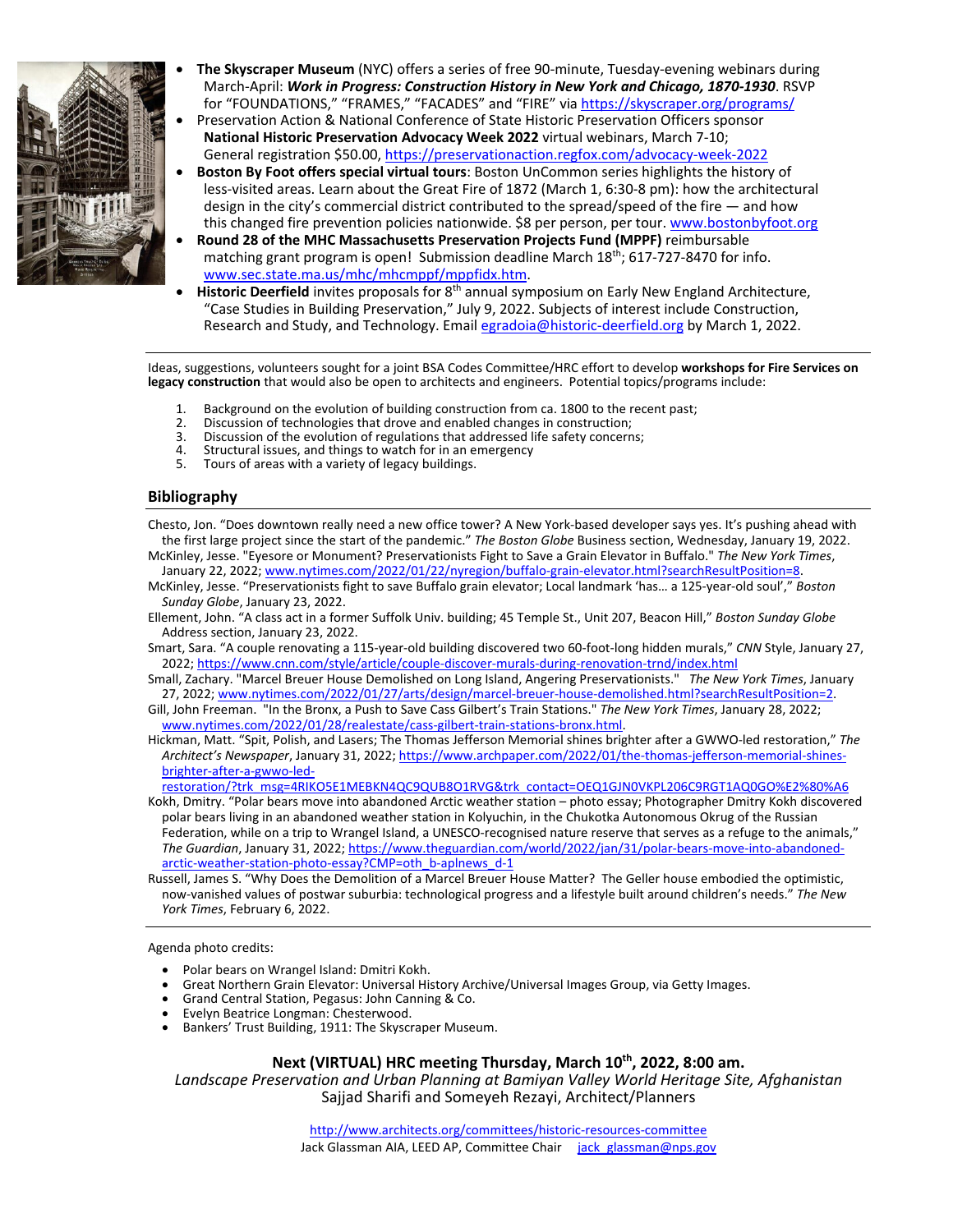- **The Skyscraper Museum** (NYC) offers a series of free 90-minute, Tuesday-evening webinars during March-April: ***Work in Progress: Construction History in New York and Chicago, 1870-1930***. RSVP for "FOUNDATIONS," "FRAMES," "FACADES" and "FIRE" via https://skyscraper.org/programs/
- Preservation Action & National Conference of State Historic Preservation Officers sponsor **National Historic Preservation Advocacy Week 2022** virtual webinars, March 7-10; General registration $50.00, https://preservationaction.regfox.com/advocacy-week-2022
- **Boston By Foot offers special virtual tours**: Boston UnCommon series highlights the history of less-visited areas. Learn about the Great Fire of 1872 (March 1, 6:30-8 pm): how the architectural design in the city's commercial district contributed to the spread/speed of the fire — and how this changed fire prevention policies nationwide. $8 per person, per tour. www.bostonbyfoot.org
- **Round 28 of the MHC Massachusetts Preservation Projects Fund (MPPF)** reimbursable matching grant program is open! Submission deadline March 18th; 617-727-8470 for info. www.sec.state.ma.us/mhc/mhcmppf/mppfidx.htm.
- **Historic Deerfield** invites proposals for 8th annual symposium on Early New England Architecture, "Case Studies in Building Preservation," July 9, 2022. Subjects of interest include Construction, Research and Study, and Technology. Email egradoia@historic-deerfield.org by March 1, 2022.

Ideas, suggestions, volunteers sought for a joint BSA Codes Committee/HRC effort to develop **workshops for Fire Services on legacy construction** that would also be open to architects and engineers. Potential topics/programs include:

1. Background on the evolution of building construction from ca. 1800 to the recent past;
2. Discussion of technologies that drove and enabled changes in construction;
3. Discussion of the evolution of regulations that addressed life safety concerns;
4. Structural issues, and things to watch for in an emergency
5. Tours of areas with a variety of legacy buildings.

## Bibliography

Chesto, Jon. "Does downtown really need a new office tower? A New York-based developer says yes. It's pushing ahead with the first large project since the start of the pandemic." *The Boston Globe* Business section, Wednesday, January 19, 2022.

McKinley, Jesse. "Eyesore or Monument? Preservationists Fight to Save a Grain Elevator in Buffalo." *The New York Times*, January 22, 2022; www.nytimes.com/2022/01/22/nyregion/buffalo-grain-elevator.html?searchResultPosition=8.

McKinley, Jesse. "Preservationists fight to save Buffalo grain elevator; Local landmark 'has… a 125-year-old soul'," *Boston Sunday Globe*, January 23, 2022.

Ellement, John. "A class act in a former Suffolk Univ. building; 45 Temple St., Unit 207, Beacon Hill," *Boston Sunday Globe* Address section, January 23, 2022.

Smart, Sara. "A couple renovating a 115-year-old building discovered two 60-foot-long hidden murals," *CNN* Style, January 27, 2022; https://www.cnn.com/style/article/couple-discover-murals-during-renovation-trnd/index.html

Small, Zachary. "Marcel Breuer House Demolished on Long Island, Angering Preservationists." *The New York Times*, January 27, 2022; www.nytimes.com/2022/01/27/arts/design/marcel-breuer-house-demolished.html?searchResultPosition=2.

Gill, John Freeman. "In the Bronx, a Push to Save Cass Gilbert's Train Stations." *The New York Times*, January 28, 2022; www.nytimes.com/2022/01/28/realestate/cass-gilbert-train-stations-bronx.html.

Hickman, Matt. "Spit, Polish, and Lasers; The Thomas Jefferson Memorial shines brighter after a GWWO-led restoration," *The Architect's Newspaper*, January 31, 2022; https://www.archpaper.com/2022/01/the-thomas-jefferson-memorial-shines-brighter-after-a-gwwo-led-restoration/?trk_msg=4RIKO5E1MEBKN4QC9QUB8O1RVG&trk_contact=OEQ1GJN0VKPL206C9RGT1AQ0GO%E2%80%A6

Kokh, Dmitry. "Polar bears move into abandoned Arctic weather station – photo essay; Photographer Dmitry Kokh discovered polar bears living in an abandoned weather station in Kolyuchin, in the Chukotka Autonomous Okrug of the Russian Federation, while on a trip to Wrangel Island, a UNESCO-recognised nature reserve that serves as a refuge to the animals," *The Guardian*, January 31, 2022; https://www.theguardian.com/world/2022/jan/31/polar-bears-move-into-abandoned-arctic-weather-station-photo-essay?CMP=oth_b-aplnews_d-1

Russell, James S. "Why Does the Demolition of a Marcel Breuer House Matter? The Geller house embodied the optimistic, now-vanished values of postwar suburbia: technological progress and a lifestyle built around children's needs." *The New York Times*, February 6, 2022.

Agenda photo credits:

- Polar bears on Wrangel Island: Dmitri Kokh.
- Great Northern Grain Elevator: Universal History Archive/Universal Images Group, via Getty Images.
- Grand Central Station, Pegasus: John Canning & Co.
- Evelyn Beatrice Longman: Chesterwood.
- Bankers' Trust Building, 1911: The Skyscraper Museum.

**Next (VIRTUAL) HRC meeting Thursday, March 10th, 2022, 8:00 am.**

*Landscape Preservation and Urban Planning at Bamiyan Valley World Heritage Site, Afghanistan*

Sajjad Sharifi and Someyeh Rezayi, Architect/Planners

http://www.architects.org/committees/historic-resources-committee

Jack Glassman AIA, LEED AP, Committee Chair jack_glassman@nps.gov